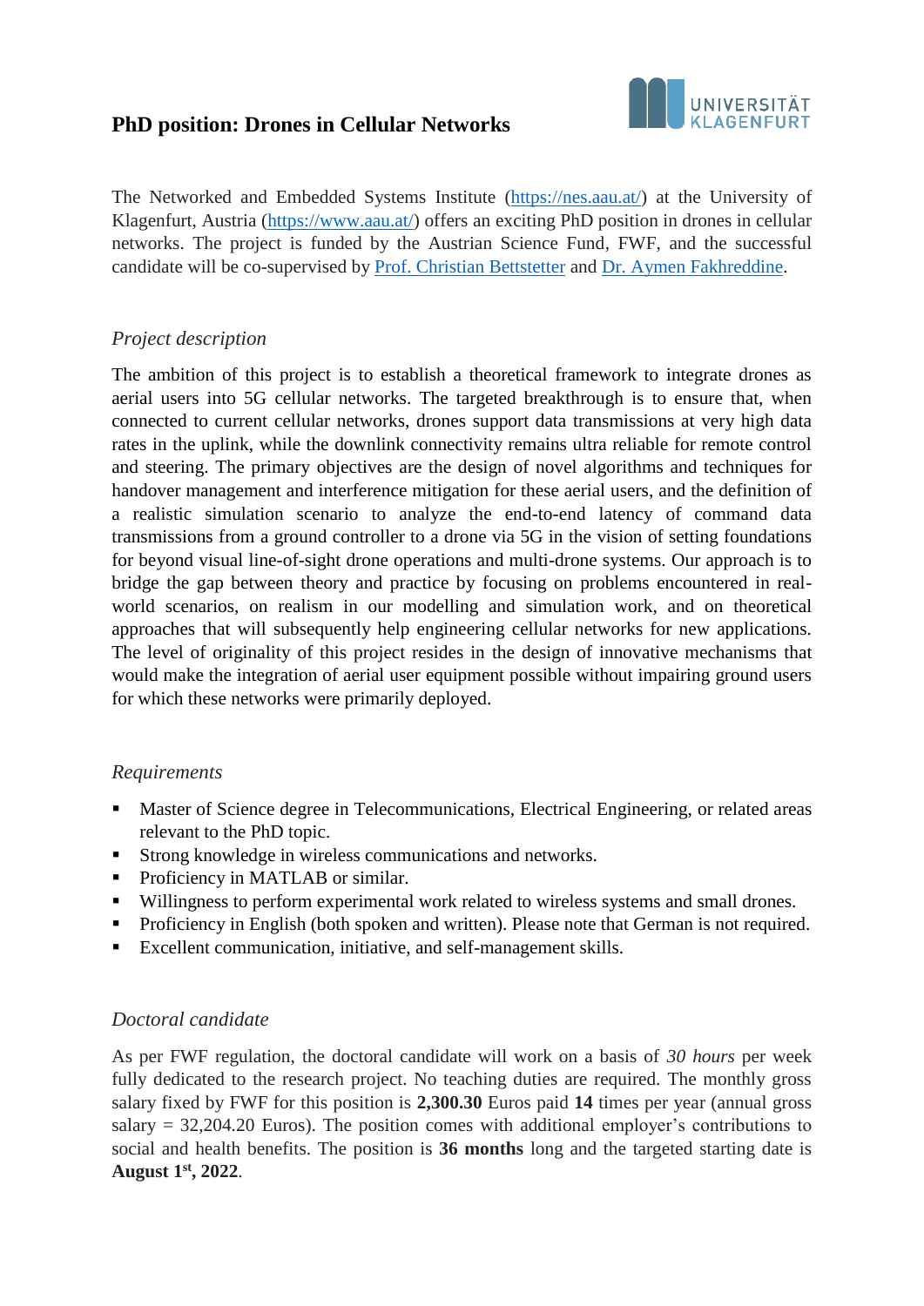# PhD position: Drones in Cellular Networks

The Networked and Embedded Systems Institute (https://nes.aau.at/) at the University of Klagenfurt, Austria (https://www.aau.at/) offers an exciting PhD position in drones in cellular networks. The project is funded by the Austrian Science Fund, FWF, and the successful candidate will be co-supervised by Prof. Christian Bettstetter and Dr. Aymen Fakhreddine.

## *Project description*

The ambition of this project is to establish a theoretical framework to integrate drones as aerial users into 5G cellular networks. The targeted breakthrough is to ensure that, when connected to current cellular networks, drones support data transmissions at very high data rates in the uplink, while the downlink connectivity remains ultra reliable for remote control and steering. The primary objectives are the design of novel algorithms and techniques for handover management and interference mitigation for these aerial users, and the definition of a realistic simulation scenario to analyze the end-to-end latency of command data transmissions from a ground controller to a drone via 5G in the vision of setting foundations for beyond visual line-of-sight drone operations and multi-drone systems. Our approach is to bridge the gap between theory and practice by focusing on problems encountered in real-world scenarios, on realism in our modelling and simulation work, and on theoretical approaches that will subsequently help engineering cellular networks for new applications. The level of originality of this project resides in the design of innovative mechanisms that would make the integration of aerial user equipment possible without impairing ground users for which these networks were primarily deployed.

## *Requirements*

- Master of Science degree in Telecommunications, Electrical Engineering, or related areas relevant to the PhD topic.
- Strong knowledge in wireless communications and networks.
- Proficiency in MATLAB or similar.
- Willingness to perform experimental work related to wireless systems and small drones.
- Proficiency in English (both spoken and written). Please note that German is not required.
- Excellent communication, initiative, and self-management skills.

## *Doctoral candidate*

As per FWF regulation, the doctoral candidate will work on a basis of *30 hours* per week fully dedicated to the research project. No teaching duties are required. The monthly gross salary fixed by FWF for this position is **2,300.30** Euros paid **14** times per year (annual gross salary = 32,204.20 Euros). The position comes with additional employer's contributions to social and health benefits. The position is **36 months** long and the targeted starting date is **August 1st, 2022**.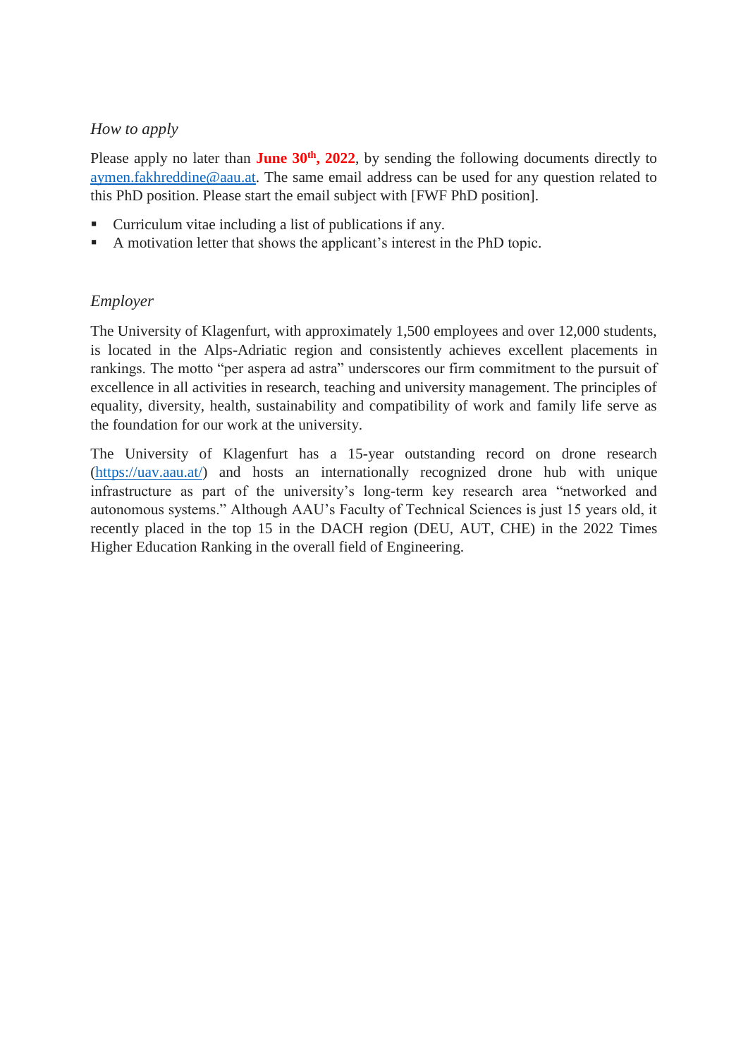*How to apply*

Please apply no later than **June 30th, 2022**, by sending the following documents directly to aymen.fakhreddine@aau.at. The same email address can be used for any question related to this PhD position. Please start the email subject with [FWF PhD position].

- Curriculum vitae including a list of publications if any.
- A motivation letter that shows the applicant's interest in the PhD topic.

*Employer*

The University of Klagenfurt, with approximately 1,500 employees and over 12,000 students, is located in the Alps-Adriatic region and consistently achieves excellent placements in rankings. The motto "per aspera ad astra" underscores our firm commitment to the pursuit of excellence in all activities in research, teaching and university management. The principles of equality, diversity, health, sustainability and compatibility of work and family life serve as the foundation for our work at the university.

The University of Klagenfurt has a 15-year outstanding record on drone research (https://uav.aau.at/) and hosts an internationally recognized drone hub with unique infrastructure as part of the university's long-term key research area "networked and autonomous systems." Although AAU's Faculty of Technical Sciences is just 15 years old, it recently placed in the top 15 in the DACH region (DEU, AUT, CHE) in the 2022 Times Higher Education Ranking in the overall field of Engineering.